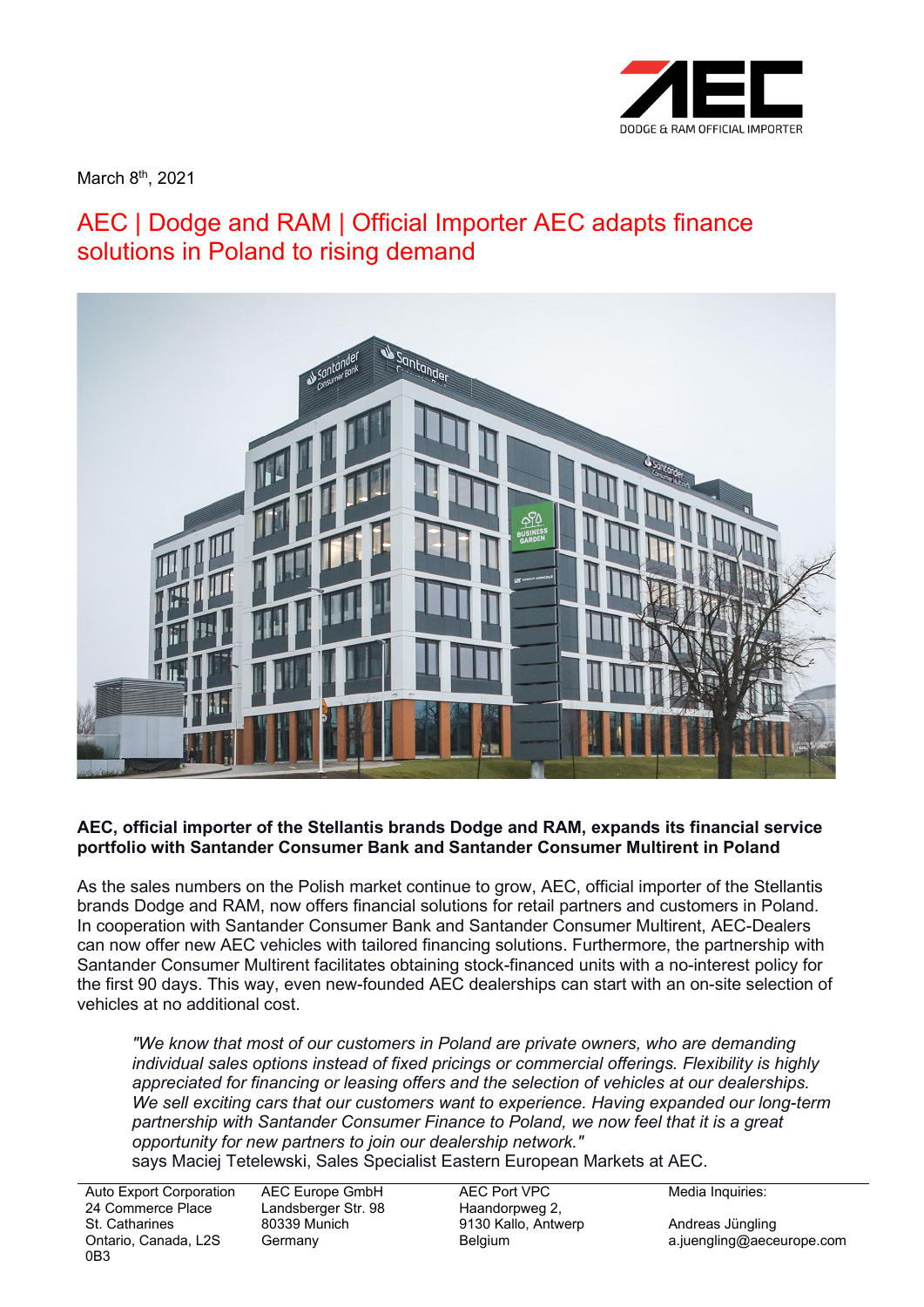March 8th, 2021

# AEC | Dodge and RAM | Official Importer AEC adapts finance solutions in Poland to rising demand

**AEC, official importer of the Stellantis brands Dodge and RAM, expands its financial service portfolio with Santander Consumer Bank and Santander Consumer Multirent in Poland**

As the sales numbers on the Polish market continue to grow, AEC, official importer of the Stellantis brands Dodge and RAM, now offers financial solutions for retail partners and customers in Poland. In cooperation with Santander Consumer Bank and Santander Consumer Multirent, AEC-Dealers can now offer new AEC vehicles with tailored financing solutions. Furthermore, the partnership with Santander Consumer Multirent facilitates obtaining stock-financed units with a no-interest policy for the first 90 days. This way, even new-founded AEC dealerships can start with an on-site selection of vehicles at no additional cost.

> *"We know that most of our customers in Poland are private owners, who are demanding individual sales options instead of fixed pricings or commercial offerings. Flexibility is highly appreciated for financing or leasing offers and the selection of vehicles at our dealerships. We sell exciting cars that our customers want to experience. Having expanded our long-term partnership with Santander Consumer Finance to Poland, we now feel that it is a great opportunity for new partners to join our dealership network."*
> says Maciej Telewski, Sales Specialist Eastern European Markets at AEC.

| Auto Export Corporation | AEC Europe GmbH | AEC Port VPC | Media Inquiries: |
|---|---|---|---|
| 24 Commerce Place | Landsberger Str. 98 | Haandorpweg 2, | |
| St. Catharines | 80339 Munich | 9130 Kallo, Antwerp | Andreas Jüngling |
| Ontario, Canada, L2S 0B3 | Germany | Belgium | a.juengling@aeceurope.com |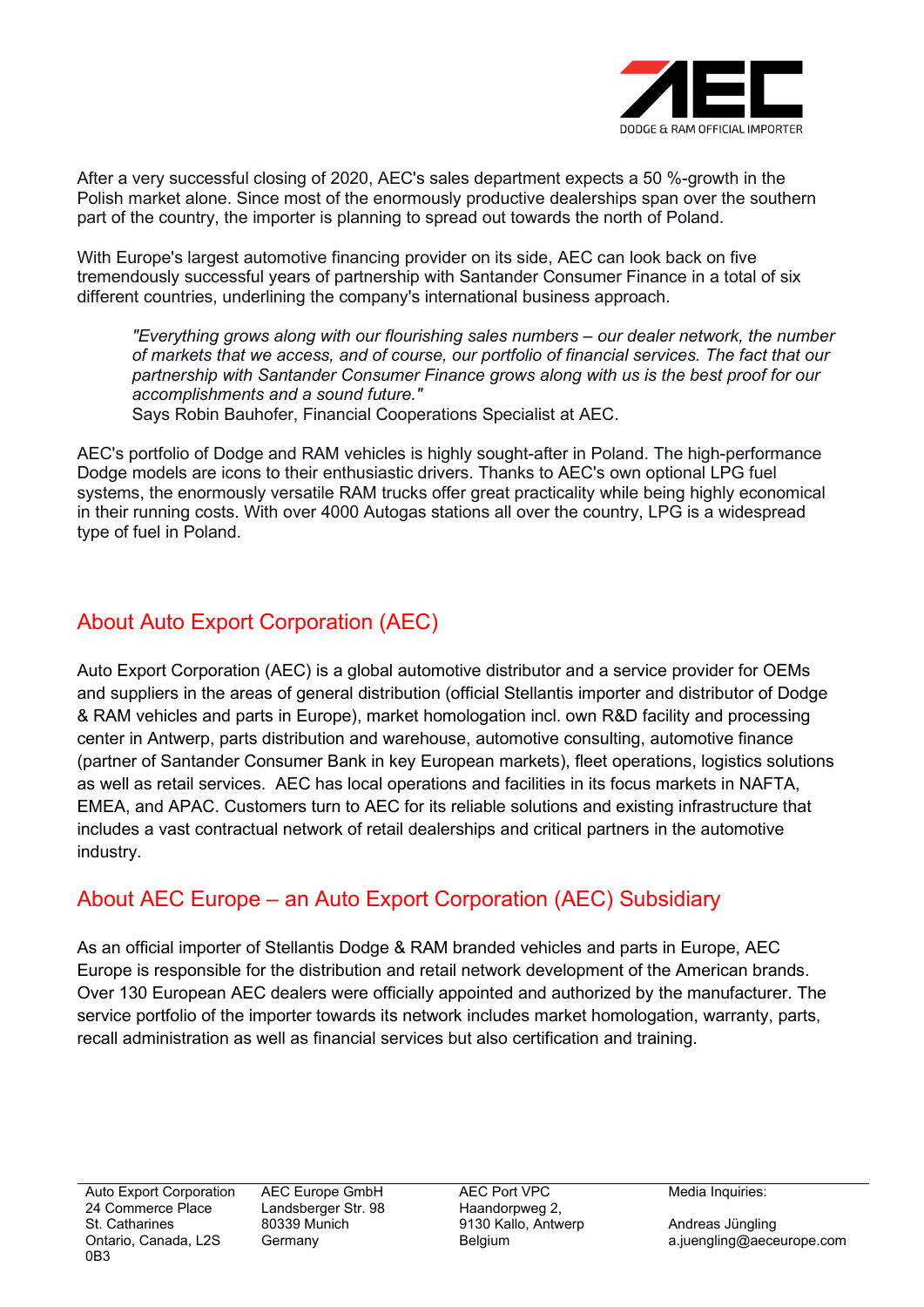After a very successful closing of 2020, AEC's sales department expects a 50 %-growth in the Polish market alone. Since most of the enormously productive dealerships span over the southern part of the country, the importer is planning to spread out towards the north of Poland.

With Europe's largest automotive financing provider on its side, AEC can look back on five tremendously successful years of partnership with Santander Consumer Finance in a total of six different countries, underlining the company's international business approach.

> *"Everything grows along with our flourishing sales numbers – our dealer network, the number of markets that we access, and of course, our portfolio of financial services. The fact that our partnership with Santander Consumer Finance grows along with us is the best proof for our accomplishments and a sound future."*
> Says Robin Bauhofer, Financial Cooperations Specialist at AEC.

AEC's portfolio of Dodge and RAM vehicles is highly sought-after in Poland. The high-performance Dodge models are icons to their enthusiastic drivers. Thanks to AEC's own optional LPG fuel systems, the enormously versatile RAM trucks offer great practicality while being highly economical in their running costs. With over 4000 Autogas stations all over the country, LPG is a widespread type of fuel in Poland.

## About Auto Export Corporation (AEC)

Auto Export Corporation (AEC) is a global automotive distributor and a service provider for OEMs and suppliers in the areas of general distribution (official Stellantis importer and distributor of Dodge & RAM vehicles and parts in Europe), market homologation incl. own R&D facility and processing center in Antwerp, parts distribution and warehouse, automotive consulting, automotive finance (partner of Santander Consumer Bank in key European markets), fleet operations, logistics solutions as well as retail services. AEC has local operations and facilities in its focus markets in NAFTA, EMEA, and APAC. Customers turn to AEC for its reliable solutions and existing infrastructure that includes a vast contractual network of retail dealerships and critical partners in the automotive industry.

## About AEC Europe – an Auto Export Corporation (AEC) Subsidiary

As an official importer of Stellantis Dodge & RAM branded vehicles and parts in Europe, AEC Europe is responsible for the distribution and retail network development of the American brands. Over 130 European AEC dealers were officially appointed and authorized by the manufacturer. The service portfolio of the importer towards its network includes market homologation, warranty, parts, recall administration as well as financial services but also certification and training.

| | | | |
|---|---|---|---|
| Auto Export Corporation<br>24 Commerce Place<br>St. Catharines<br>Ontario, Canada, L2S 0B3 | AEC Europe GmbH<br>Landsberger Str. 98<br>80339 Munich<br>Germany | AEC Port VPC<br>Haandorpweg 2,<br>9130 Kallo, Antwerp<br>Belgium | Media Inquiries:<br><br>Andreas Jüngling<br>a.juengling@aeceurope.com |